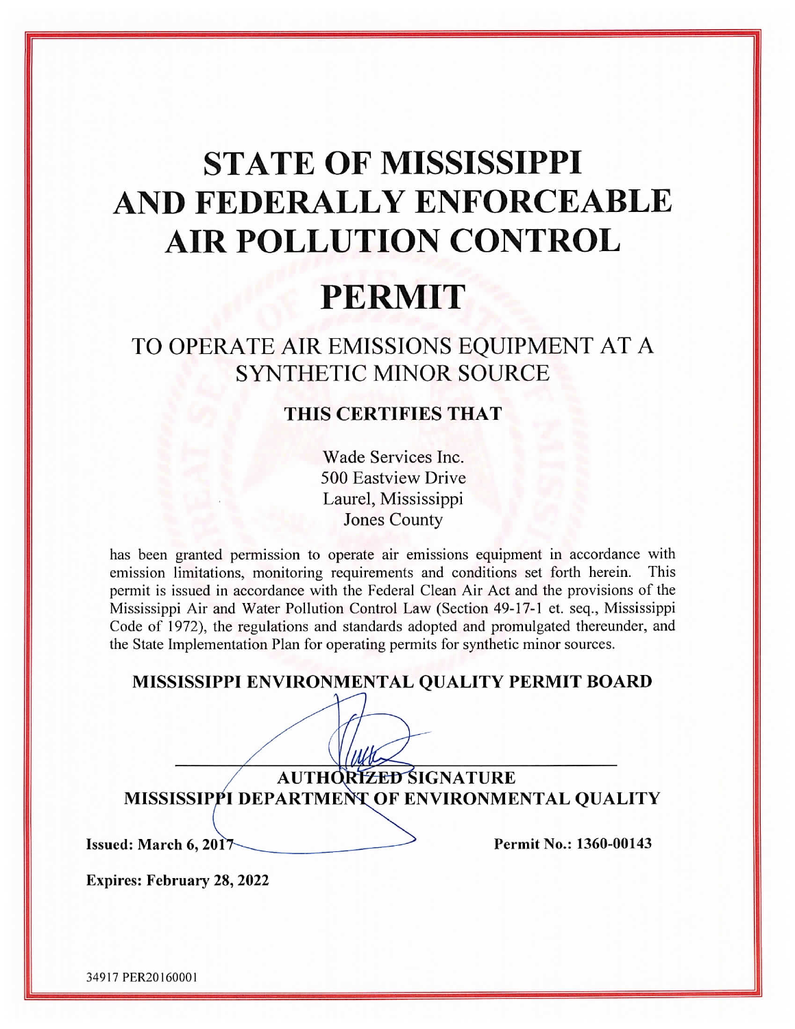# STATE OF MISSISSIPPI AND FEDERALLY ENFORCEABLE AIR POLLUTION CONTROL

# PERMIT

## TO OPERATE AIR EMISSIONS EQUIPMENT AT A SYNTHETIC MINOR SOURCE

### THIS CERTIFIES THAT

Wade Services Inc.
500 Eastview Drive
Laurel, Mississippi
Jones County

has been granted permission to operate air emissions equipment in accordance with emission limitations, monitoring requirements and conditions set forth herein. This permit is issued in accordance with the Federal Clean Air Act and the provisions of the Mississippi Air and Water Pollution Control Law (Section 49-17-1 et. seq., Mississippi Code of 1972), the regulations and standards adopted and promulgated thereunder, and the State Implementation Plan for operating permits for synthetic minor sources.

**MISSISSIPPI ENVIRONMENTAL QUALITY PERMIT BOARD**

**AUTHORIZED SIGNATURE**
**MISSISSIPPI DEPARTMENT OF ENVIRONMENTAL QUALITY**

**Issued: March 6, 2017** | **Permit No.: 1360-00143**

**Expires: February 28, 2022**

34917 PER20160001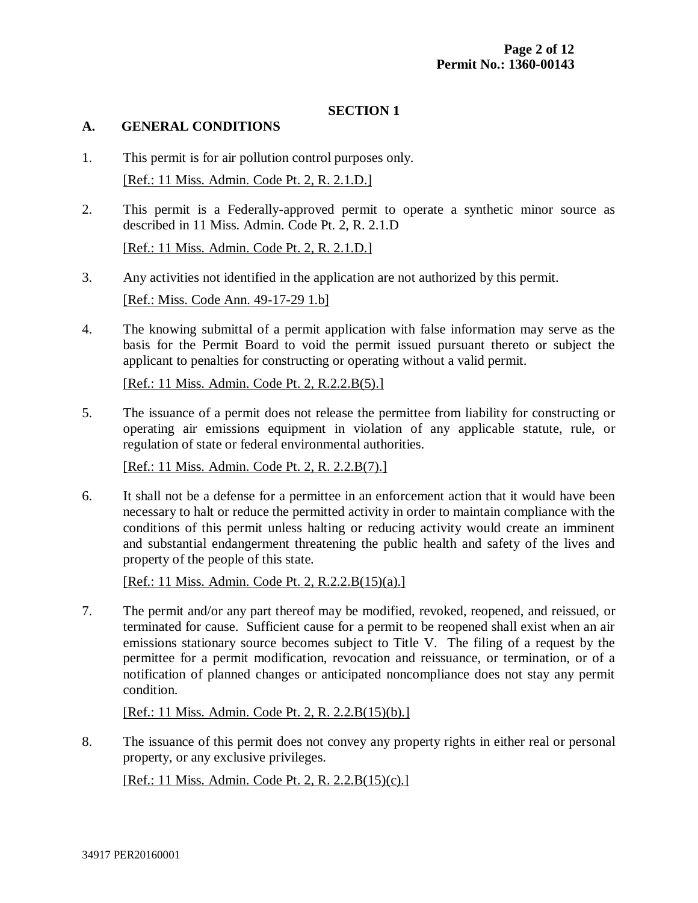## SECTION 1

### A. GENERAL CONDITIONS

1. This permit is for air pollution control purposes only.

   [Ref.: 11 Miss. Admin. Code Pt. 2, R. 2.1.D.]

2. This permit is a Federally-approved permit to operate a synthetic minor source as described in 11 Miss. Admin. Code Pt. 2, R. 2.1.D

   [Ref.: 11 Miss. Admin. Code Pt. 2, R. 2.1.D.]

3. Any activities not identified in the application are not authorized by this permit.

   [Ref.: Miss. Code Ann. 49-17-29 1.b]

4. The knowing submittal of a permit application with false information may serve as the basis for the Permit Board to void the permit issued pursuant thereto or subject the applicant to penalties for constructing or operating without a valid permit.

   [Ref.: 11 Miss. Admin. Code Pt. 2, R.2.2.B(5).]

5. The issuance of a permit does not release the permittee from liability for constructing or operating air emissions equipment in violation of any applicable statute, rule, or regulation of state or federal environmental authorities.

   [Ref.: 11 Miss. Admin. Code Pt. 2, R. 2.2.B(7).]

6. It shall not be a defense for a permittee in an enforcement action that it would have been necessary to halt or reduce the permitted activity in order to maintain compliance with the conditions of this permit unless halting or reducing activity would create an imminent and substantial endangerment threatening the public health and safety of the lives and property of the people of this state.

   [Ref.: 11 Miss. Admin. Code Pt. 2, R.2.2.B(15)(a).]

7. The permit and/or any part thereof may be modified, revoked, reopened, and reissued, or terminated for cause. Sufficient cause for a permit to be reopened shall exist when an air emissions stationary source becomes subject to Title V. The filing of a request by the permittee for a permit modification, revocation and reissuance, or termination, or of a notification of planned changes or anticipated noncompliance does not stay any permit condition.

   [Ref.: 11 Miss. Admin. Code Pt. 2, R. 2.2.B(15)(b).]

8. The issuance of this permit does not convey any property rights in either real or personal property, or any exclusive privileges.

   [Ref.: 11 Miss. Admin. Code Pt. 2, R. 2.2.B(15)(c).]

34917 PER20160001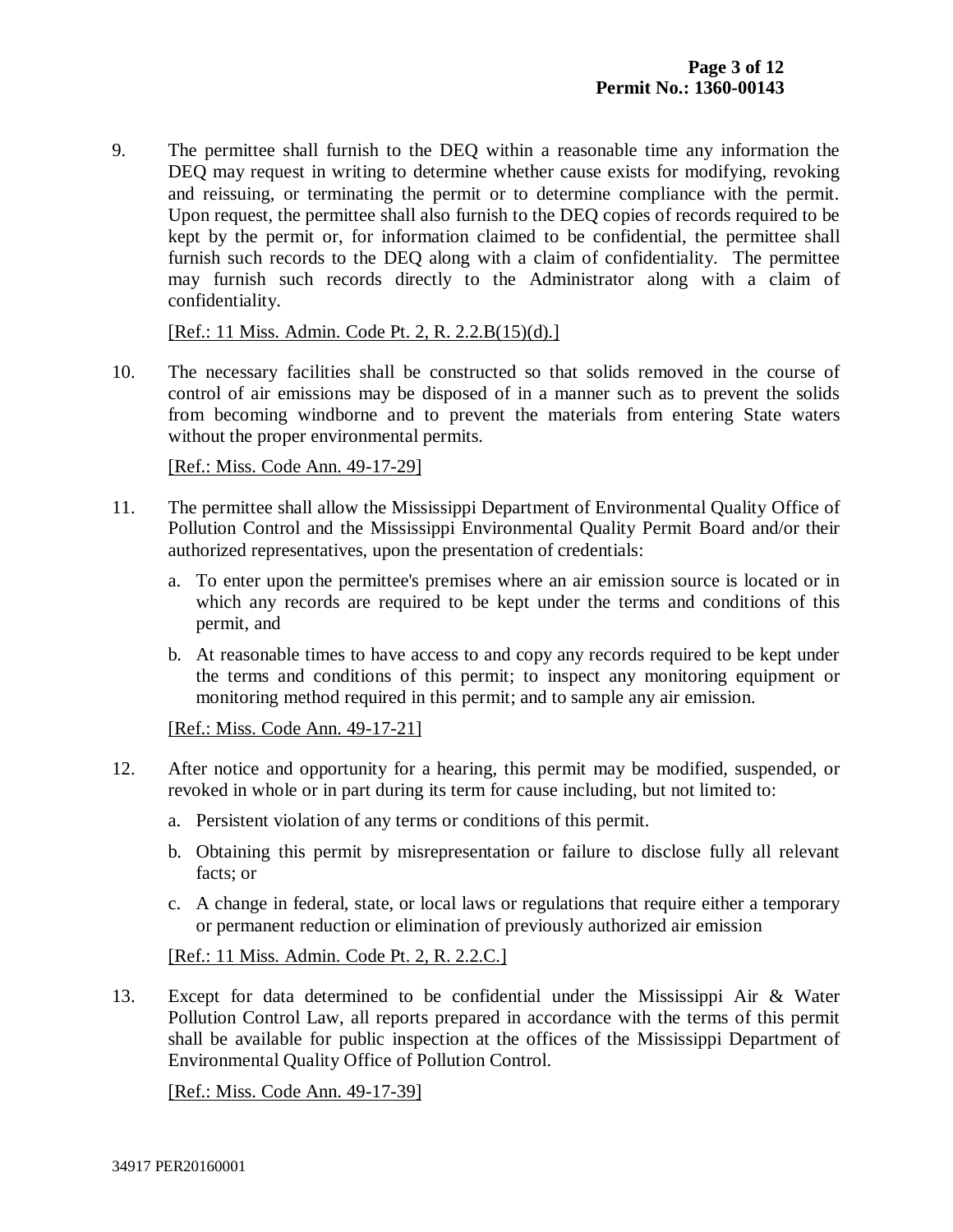9. The permittee shall furnish to the DEQ within a reasonable time any information the DEQ may request in writing to determine whether cause exists for modifying, revoking and reissuing, or terminating the permit or to determine compliance with the permit. Upon request, the permittee shall also furnish to the DEQ copies of records required to be kept by the permit or, for information claimed to be confidential, the permittee shall furnish such records to the DEQ along with a claim of confidentiality. The permittee may furnish such records directly to the Administrator along with a claim of confidentiality.

   [Ref.: 11 Miss. Admin. Code Pt. 2, R. 2.2.B(15)(d).]

10. The necessary facilities shall be constructed so that solids removed in the course of control of air emissions may be disposed of in a manner such as to prevent the solids from becoming windborne and to prevent the materials from entering State waters without the proper environmental permits.

    [Ref.: Miss. Code Ann. 49-17-29]

11. The permittee shall allow the Mississippi Department of Environmental Quality Office of Pollution Control and the Mississippi Environmental Quality Permit Board and/or their authorized representatives, upon the presentation of credentials:

    a. To enter upon the permittee's premises where an air emission source is located or in which any records are required to be kept under the terms and conditions of this permit, and

    b. At reasonable times to have access to and copy any records required to be kept under the terms and conditions of this permit; to inspect any monitoring equipment or monitoring method required in this permit; and to sample any air emission.

    [Ref.: Miss. Code Ann. 49-17-21]

12. After notice and opportunity for a hearing, this permit may be modified, suspended, or revoked in whole or in part during its term for cause including, but not limited to:

    a. Persistent violation of any terms or conditions of this permit.

    b. Obtaining this permit by misrepresentation or failure to disclose fully all relevant facts; or

    c. A change in federal, state, or local laws or regulations that require either a temporary or permanent reduction or elimination of previously authorized air emission

    [Ref.: 11 Miss. Admin. Code Pt. 2, R. 2.2.C.]

13. Except for data determined to be confidential under the Mississippi Air & Water Pollution Control Law, all reports prepared in accordance with the terms of this permit shall be available for public inspection at the offices of the Mississippi Department of Environmental Quality Office of Pollution Control.

    [Ref.: Miss. Code Ann. 49-17-39]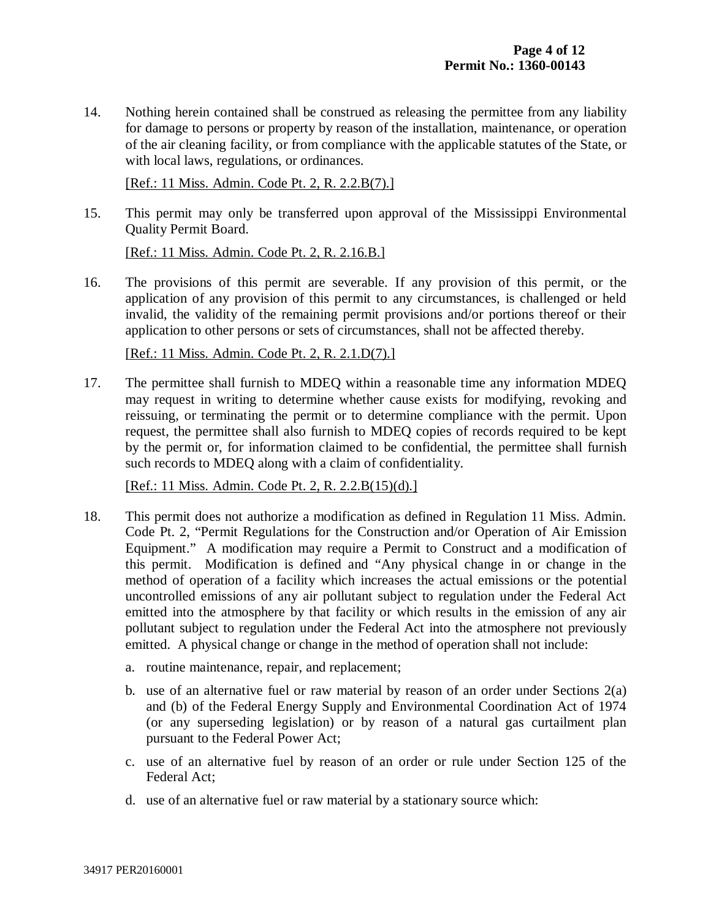14. Nothing herein contained shall be construed as releasing the permittee from any liability for damage to persons or property by reason of the installation, maintenance, or operation of the air cleaning facility, or from compliance with the applicable statutes of the State, or with local laws, regulations, or ordinances.

    [Ref.: 11 Miss. Admin. Code Pt. 2, R. 2.2.B(7).]

15. This permit may only be transferred upon approval of the Mississippi Environmental Quality Permit Board.

    [Ref.: 11 Miss. Admin. Code Pt. 2, R. 2.16.B.]

16. The provisions of this permit are severable. If any provision of this permit, or the application of any provision of this permit to any circumstances, is challenged or held invalid, the validity of the remaining permit provisions and/or portions thereof or their application to other persons or sets of circumstances, shall not be affected thereby.

    [Ref.: 11 Miss. Admin. Code Pt. 2, R. 2.1.D(7).]

17. The permittee shall furnish to MDEQ within a reasonable time any information MDEQ may request in writing to determine whether cause exists for modifying, revoking and reissuing, or terminating the permit or to determine compliance with the permit. Upon request, the permittee shall also furnish to MDEQ copies of records required to be kept by the permit or, for information claimed to be confidential, the permittee shall furnish such records to MDEQ along with a claim of confidentiality.

    [Ref.: 11 Miss. Admin. Code Pt. 2, R. 2.2.B(15)(d).]

18. This permit does not authorize a modification as defined in Regulation 11 Miss. Admin. Code Pt. 2, "Permit Regulations for the Construction and/or Operation of Air Emission Equipment." A modification may require a Permit to Construct and a modification of this permit. Modification is defined and "Any physical change in or change in the method of operation of a facility which increases the actual emissions or the potential uncontrolled emissions of any air pollutant subject to regulation under the Federal Act emitted into the atmosphere by that facility or which results in the emission of any air pollutant subject to regulation under the Federal Act into the atmosphere not previously emitted. A physical change or change in the method of operation shall not include:

    a. routine maintenance, repair, and replacement;

    b. use of an alternative fuel or raw material by reason of an order under Sections 2(a) and (b) of the Federal Energy Supply and Environmental Coordination Act of 1974 (or any superseding legislation) or by reason of a natural gas curtailment plan pursuant to the Federal Power Act;

    c. use of an alternative fuel by reason of an order or rule under Section 125 of the Federal Act;

    d. use of an alternative fuel or raw material by a stationary source which:

34917 PER20160001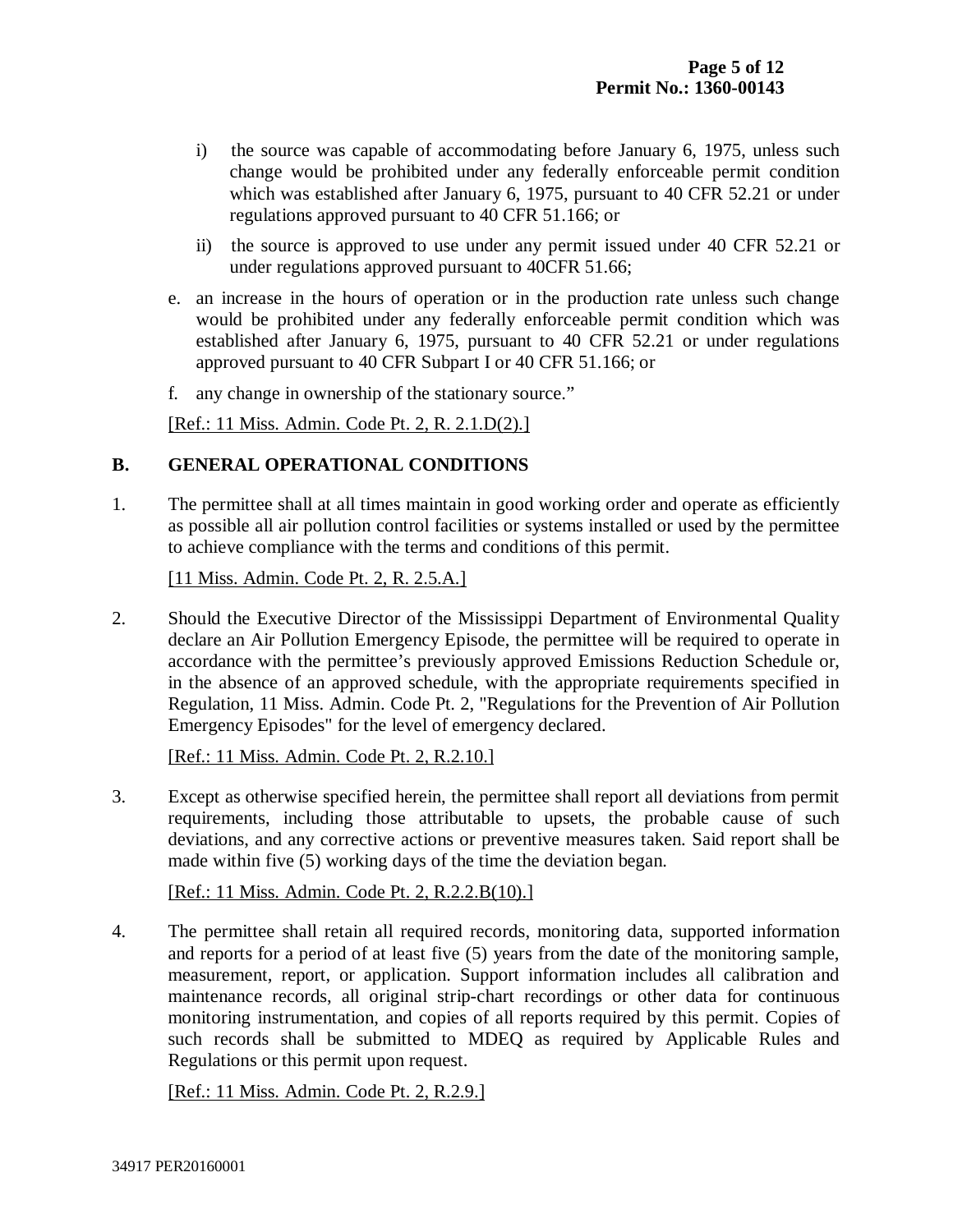i) the source was capable of accommodating before January 6, 1975, unless such change would be prohibited under any federally enforceable permit condition which was established after January 6, 1975, pursuant to 40 CFR 52.21 or under regulations approved pursuant to 40 CFR 51.166; or

ii) the source is approved to use under any permit issued under 40 CFR 52.21 or under regulations approved pursuant to 40CFR 51.66;

e. an increase in the hours of operation or in the production rate unless such change would be prohibited under any federally enforceable permit condition which was established after January 6, 1975, pursuant to 40 CFR 52.21 or under regulations approved pursuant to 40 CFR Subpart I or 40 CFR 51.166; or

f. any change in ownership of the stationary source."

[Ref.: 11 Miss. Admin. Code Pt. 2, R. 2.1.D(2).]

## B. GENERAL OPERATIONAL CONDITIONS

1. The permittee shall at all times maintain in good working order and operate as efficiently as possible all air pollution control facilities or systems installed or used by the permittee to achieve compliance with the terms and conditions of this permit.

   [11 Miss. Admin. Code Pt. 2, R. 2.5.A.]

2. Should the Executive Director of the Mississippi Department of Environmental Quality declare an Air Pollution Emergency Episode, the permittee will be required to operate in accordance with the permittee's previously approved Emissions Reduction Schedule or, in the absence of an approved schedule, with the appropriate requirements specified in Regulation, 11 Miss. Admin. Code Pt. 2, "Regulations for the Prevention of Air Pollution Emergency Episodes" for the level of emergency declared.

   [Ref.: 11 Miss. Admin. Code Pt. 2, R.2.10.]

3. Except as otherwise specified herein, the permittee shall report all deviations from permit requirements, including those attributable to upsets, the probable cause of such deviations, and any corrective actions or preventive measures taken. Said report shall be made within five (5) working days of the time the deviation began.

   [Ref.: 11 Miss. Admin. Code Pt. 2, R.2.2.B(10).]

4. The permittee shall retain all required records, monitoring data, supported information and reports for a period of at least five (5) years from the date of the monitoring sample, measurement, report, or application. Support information includes all calibration and maintenance records, all original strip-chart recordings or other data for continuous monitoring instrumentation, and copies of all reports required by this permit. Copies of such records shall be submitted to MDEQ as required by Applicable Rules and Regulations or this permit upon request.

   [Ref.: 11 Miss. Admin. Code Pt. 2, R.2.9.]

34917 PER20160001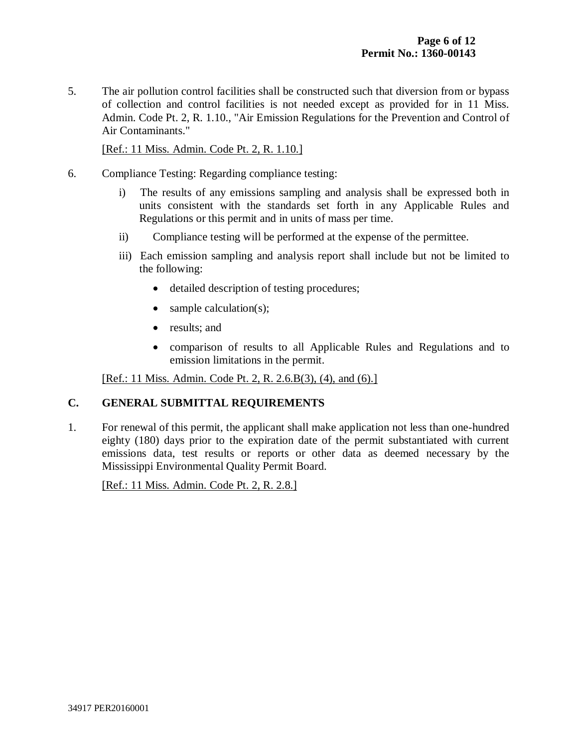5. The air pollution control facilities shall be constructed such that diversion from or bypass of collection and control facilities is not needed except as provided for in 11 Miss. Admin. Code Pt. 2, R. 1.10., "Air Emission Regulations for the Prevention and Control of Air Contaminants."

   [Ref.: 11 Miss. Admin. Code Pt. 2, R. 1.10.]

6. Compliance Testing: Regarding compliance testing:

   i) The results of any emissions sampling and analysis shall be expressed both in units consistent with the standards set forth in any Applicable Rules and Regulations or this permit and in units of mass per time.

   ii) Compliance testing will be performed at the expense of the permittee.

   iii) Each emission sampling and analysis report shall include but not be limited to the following:

   - detailed description of testing procedures;
   - sample calculation(s);
   - results; and
   - comparison of results to all Applicable Rules and Regulations and to emission limitations in the permit.

   [Ref.: 11 Miss. Admin. Code Pt. 2, R. 2.6.B(3), (4), and (6).]

## C. GENERAL SUBMITTAL REQUIREMENTS

1. For renewal of this permit, the applicant shall make application not less than one-hundred eighty (180) days prior to the expiration date of the permit substantiated with current emissions data, test results or reports or other data as deemed necessary by the Mississippi Environmental Quality Permit Board.

   [Ref.: 11 Miss. Admin. Code Pt. 2, R. 2.8.]

34917 PER20160001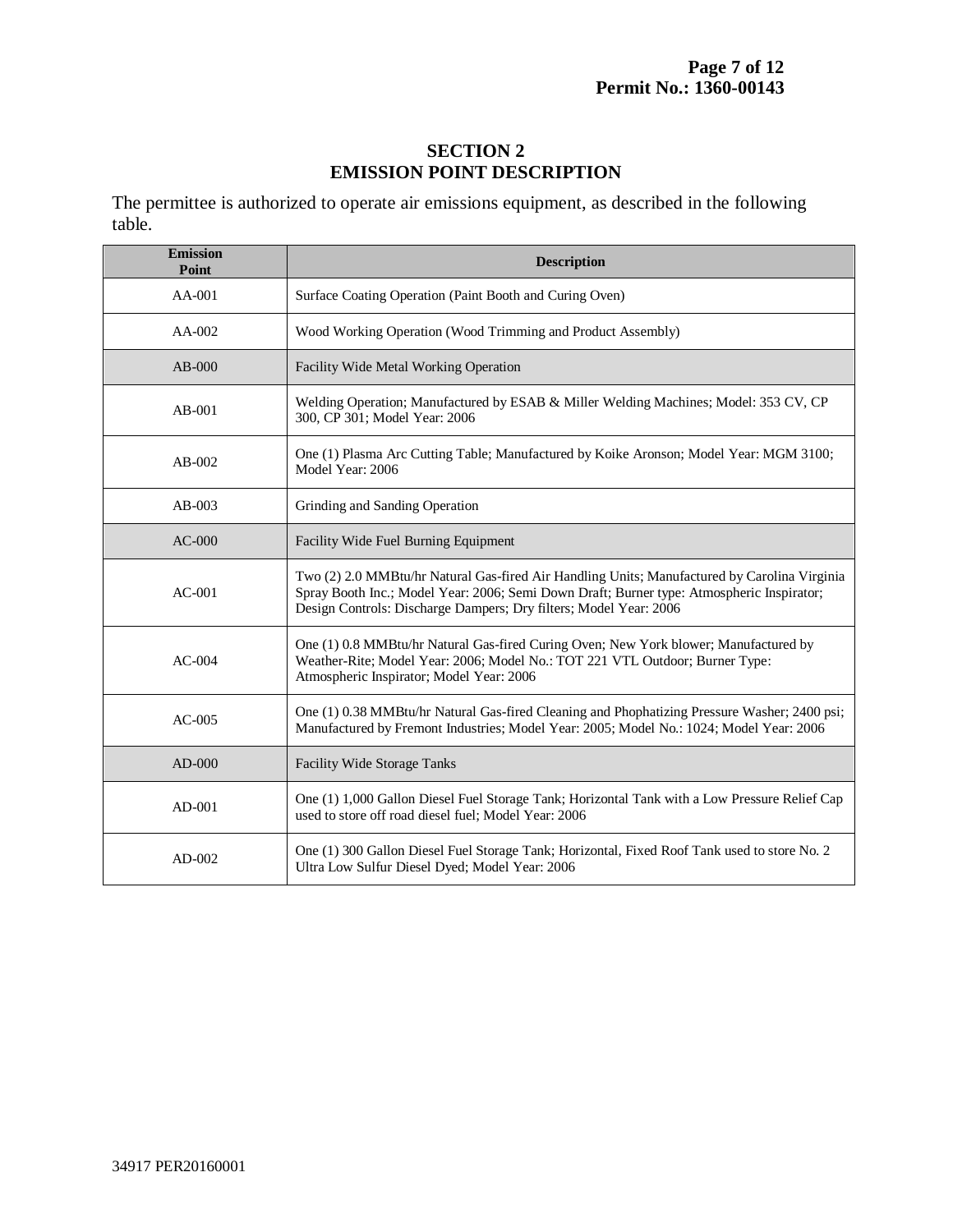## SECTION 2
## EMISSION POINT DESCRIPTION

The permittee is authorized to operate air emissions equipment, as described in the following table.

| Emission Point | Description |
|---|---|
| AA-001 | Surface Coating Operation (Paint Booth and Curing Oven) |
| AA-002 | Wood Working Operation (Wood Trimming and Product Assembly) |
| AB-000 | Facility Wide Metal Working Operation |
| AB-001 | Welding Operation; Manufactured by ESAB & Miller Welding Machines; Model: 353 CV, CP 300, CP 301; Model Year: 2006 |
| AB-002 | One (1) Plasma Arc Cutting Table; Manufactured by Koike Aronson; Model Year: MGM 3100; Model Year: 2006 |
| AB-003 | Grinding and Sanding Operation |
| AC-000 | Facility Wide Fuel Burning Equipment |
| AC-001 | Two (2) 2.0 MMBtu/hr Natural Gas-fired Air Handling Units; Manufactured by Carolina Virginia Spray Booth Inc.; Model Year: 2006; Semi Down Draft; Burner type: Atmospheric Inspirator; Design Controls: Discharge Dampers; Dry filters; Model Year: 2006 |
| AC-004 | One (1) 0.8 MMBtu/hr Natural Gas-fired Curing Oven; New York blower; Manufactured by Weather-Rite; Model Year: 2006; Model No.: TOT 221 VTL Outdoor; Burner Type: Atmospheric Inspirator; Model Year: 2006 |
| AC-005 | One (1) 0.38 MMBtu/hr Natural Gas-fired Cleaning and Phophatizing Pressure Washer; 2400 psi; Manufactured by Fremont Industries; Model Year: 2005; Model No.: 1024; Model Year: 2006 |
| AD-000 | Facility Wide Storage Tanks |
| AD-001 | One (1) 1,000 Gallon Diesel Fuel Storage Tank; Horizontal Tank with a Low Pressure Relief Cap used to store off road diesel fuel; Model Year: 2006 |
| AD-002 | One (1) 300 Gallon Diesel Fuel Storage Tank; Horizontal, Fixed Roof Tank used to store No. 2 Ultra Low Sulfur Diesel Dyed; Model Year: 2006 |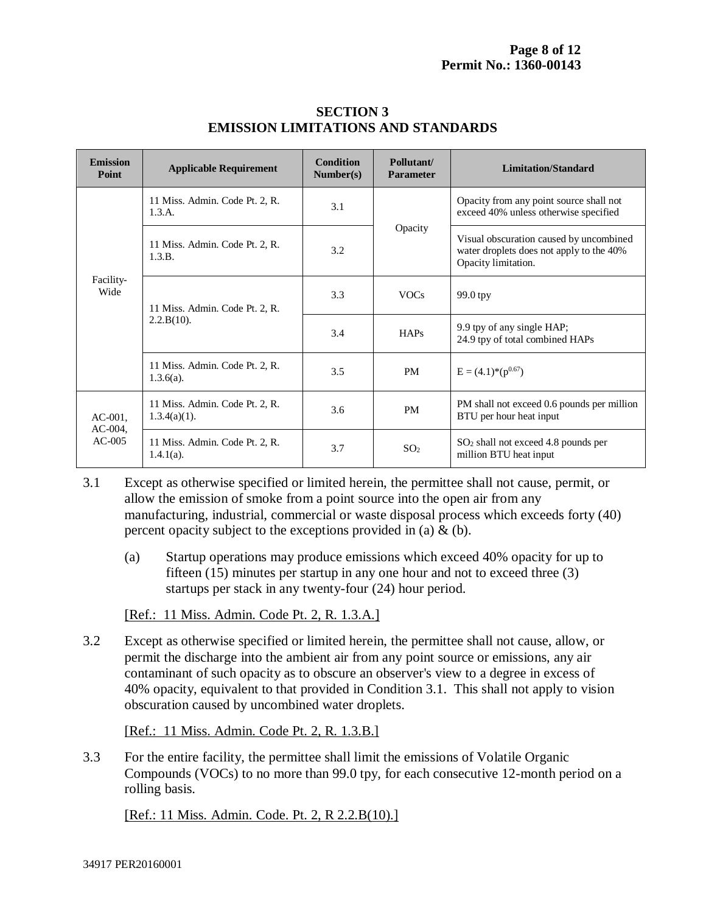## SECTION 3
## EMISSION LIMITATIONS AND STANDARDS

| Emission Point | Applicable Requirement | Condition Number(s) | Pollutant/ Parameter | Limitation/Standard |
|---|---|---|---|---|
| Facility-Wide | 11 Miss. Admin. Code Pt. 2, R. 1.3.A. | 3.1 | Opacity | Opacity from any point source shall not exceed 40% unless otherwise specified |
| | 11 Miss. Admin. Code Pt. 2, R. 1.3.B. | 3.2 | | Visual obscuration caused by uncombined water droplets does not apply to the 40% Opacity limitation. |
| | 11 Miss. Admin. Code Pt. 2, R. 2.2.B(10). | 3.3 | VOCs | 99.0 tpy |
| | | 3.4 | HAPs | 9.9 tpy of any single HAP; 24.9 tpy of total combined HAPs |
| | 11 Miss. Admin. Code Pt. 2, R. 1.3.6(a). | 3.5 | PM | $E = (4.1)*(p^{0.67})$ |
| AC-001, AC-004, AC-005 | 11 Miss. Admin. Code Pt. 2, R. 1.3.4(a)(1). | 3.6 | PM | PM shall not exceed 0.6 pounds per million BTU per hour heat input |
| | 11 Miss. Admin. Code Pt. 2, R. 1.4.1(a). | 3.7 | $SO_2$ | $SO_2$ shall not exceed 4.8 pounds per million BTU heat input |

3.1 Except as otherwise specified or limited herein, the permittee shall not cause, permit, or allow the emission of smoke from a point source into the open air from any manufacturing, industrial, commercial or waste disposal process which exceeds forty (40) percent opacity subject to the exceptions provided in (a) & (b).

(a) Startup operations may produce emissions which exceed 40% opacity for up to fifteen (15) minutes per startup in any one hour and not to exceed three (3) startups per stack in any twenty-four (24) hour period.

[Ref.: 11 Miss. Admin. Code Pt. 2, R. 1.3.A.]

3.2 Except as otherwise specified or limited herein, the permittee shall not cause, allow, or permit the discharge into the ambient air from any point source or emissions, any air contaminant of such opacity as to obscure an observer's view to a degree in excess of 40% opacity, equivalent to that provided in Condition 3.1. This shall not apply to vision obscuration caused by uncombined water droplets.

[Ref.: 11 Miss. Admin. Code Pt. 2, R. 1.3.B.]

3.3 For the entire facility, the permittee shall limit the emissions of Volatile Organic Compounds (VOCs) to no more than 99.0 tpy, for each consecutive 12-month period on a rolling basis.

[Ref.: 11 Miss. Admin. Code. Pt. 2, R 2.2.B(10).]

34917 PER20160001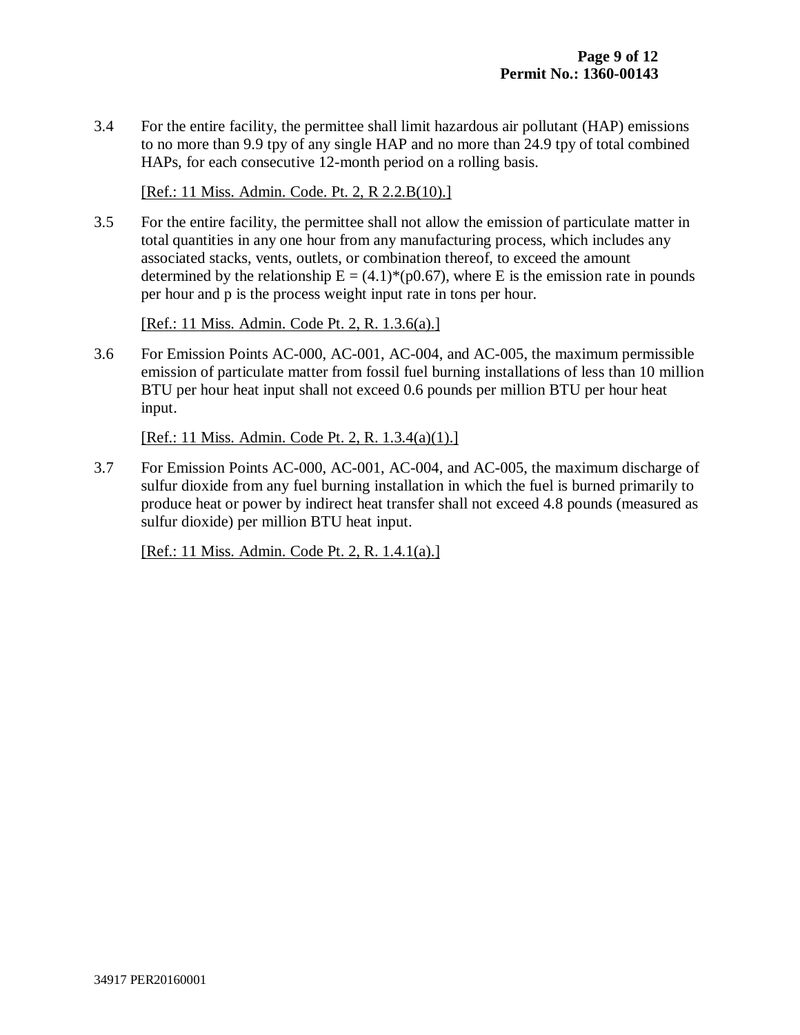3.4 For the entire facility, the permittee shall limit hazardous air pollutant (HAP) emissions to no more than 9.9 tpy of any single HAP and no more than 24.9 tpy of total combined HAPs, for each consecutive 12-month period on a rolling basis.

[Ref.: 11 Miss. Admin. Code. Pt. 2, R 2.2.B(10).]

3.5 For the entire facility, the permittee shall not allow the emission of particulate matter in total quantities in any one hour from any manufacturing process, which includes any associated stacks, vents, outlets, or combination thereof, to exceed the amount determined by the relationship $E = (4.1)*(p0.67)$, where E is the emission rate in pounds per hour and p is the process weight input rate in tons per hour.

[Ref.: 11 Miss. Admin. Code Pt. 2, R. 1.3.6(a).]

3.6 For Emission Points AC-000, AC-001, AC-004, and AC-005, the maximum permissible emission of particulate matter from fossil fuel burning installations of less than 10 million BTU per hour heat input shall not exceed 0.6 pounds per million BTU per hour heat input.

[Ref.: 11 Miss. Admin. Code Pt. 2, R. 1.3.4(a)(1).]

3.7 For Emission Points AC-000, AC-001, AC-004, and AC-005, the maximum discharge of sulfur dioxide from any fuel burning installation in which the fuel is burned primarily to produce heat or power by indirect heat transfer shall not exceed 4.8 pounds (measured as sulfur dioxide) per million BTU heat input.

[Ref.: 11 Miss. Admin. Code Pt. 2, R. 1.4.1(a).]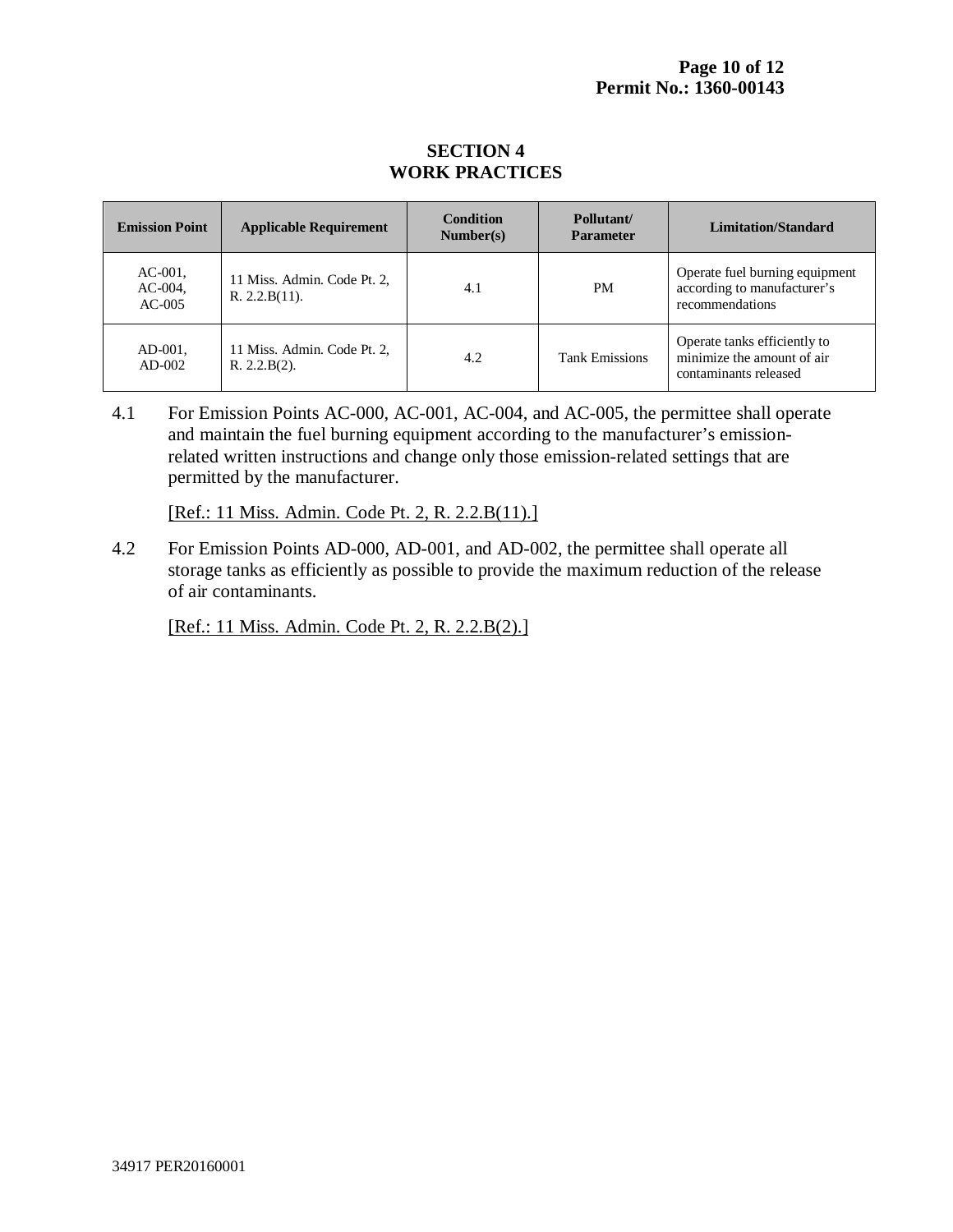## SECTION 4
## WORK PRACTICES

| Emission Point | Applicable Requirement | Condition Number(s) | Pollutant/ Parameter | Limitation/Standard |
|---|---|---|---|---|
| AC-001, AC-004, AC-005 | 11 Miss. Admin. Code Pt. 2, R. 2.2.B(11). | 4.1 | PM | Operate fuel burning equipment according to manufacturer's recommendations |
| AD-001, AD-002 | 11 Miss. Admin. Code Pt. 2, R. 2.2.B(2). | 4.2 | Tank Emissions | Operate tanks efficiently to minimize the amount of air contaminants released |

4.1 For Emission Points AC-000, AC-001, AC-004, and AC-005, the permittee shall operate and maintain the fuel burning equipment according to the manufacturer's emission-related written instructions and change only those emission-related settings that are permitted by the manufacturer.

[Ref.: 11 Miss. Admin. Code Pt. 2, R. 2.2.B(11).]

4.2 For Emission Points AD-000, AD-001, and AD-002, the permittee shall operate all storage tanks as efficiently as possible to provide the maximum reduction of the release of air contaminants.

[Ref.: 11 Miss. Admin. Code Pt. 2, R. 2.2.B(2).]

34917 PER20160001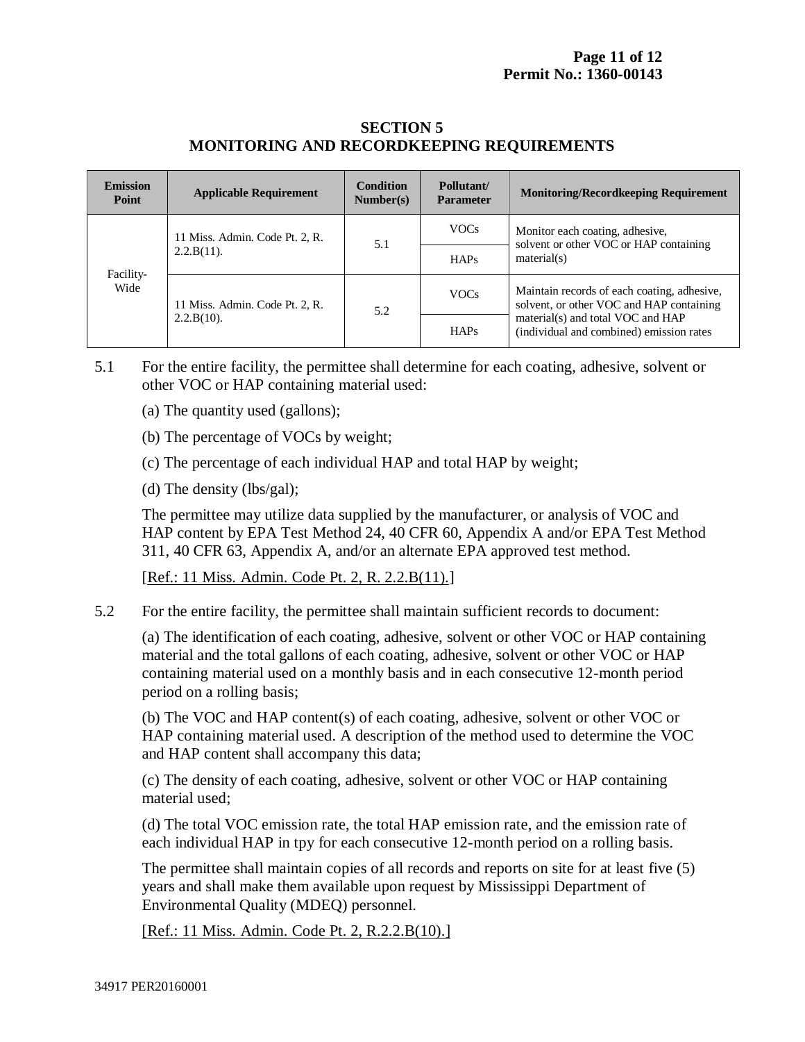## SECTION 5
## MONITORING AND RECORDKEEPING REQUIREMENTS

| Emission Point | Applicable Requirement | Condition Number(s) | Pollutant/ Parameter | Monitoring/Recordkeeping Requirement |
|---|---|---|---|---|
| Facility-Wide | 11 Miss. Admin. Code Pt. 2, R. 2.2.B(11). | 5.1 | VOCs | Monitor each coating, adhesive, solvent or other VOC or HAP containing material(s) |
| | | | HAPs | |
| | 11 Miss. Admin. Code Pt. 2, R. 2.2.B(10). | 5.2 | VOCs | Maintain records of each coating, adhesive, solvent, or other VOC and HAP containing material(s) and total VOC and HAP (individual and combined) emission rates |
| | | | HAPs | |

5.1 For the entire facility, the permittee shall determine for each coating, adhesive, solvent or other VOC or HAP containing material used:

(a) The quantity used (gallons);

(b) The percentage of VOCs by weight;

(c) The percentage of each individual HAP and total HAP by weight;

(d) The density (lbs/gal);

The permittee may utilize data supplied by the manufacturer, or analysis of VOC and HAP content by EPA Test Method 24, 40 CFR 60, Appendix A and/or EPA Test Method 311, 40 CFR 63, Appendix A, and/or an alternate EPA approved test method.

[Ref.: 11 Miss. Admin. Code Pt. 2, R. 2.2.B(11).]

5.2 For the entire facility, the permittee shall maintain sufficient records to document:

(a) The identification of each coating, adhesive, solvent or other VOC or HAP containing material and the total gallons of each coating, adhesive, solvent or other VOC or HAP containing material used on a monthly basis and in each consecutive 12-month period period on a rolling basis;

(b) The VOC and HAP content(s) of each coating, adhesive, solvent or other VOC or HAP containing material used. A description of the method used to determine the VOC and HAP content shall accompany this data;

(c) The density of each coating, adhesive, solvent or other VOC or HAP containing material used;

(d) The total VOC emission rate, the total HAP emission rate, and the emission rate of each individual HAP in tpy for each consecutive 12-month period on a rolling basis.

The permittee shall maintain copies of all records and reports on site for at least five (5) years and shall make them available upon request by Mississippi Department of Environmental Quality (MDEQ) personnel.

[Ref.: 11 Miss. Admin. Code Pt. 2, R.2.2.B(10).]

34917 PER20160001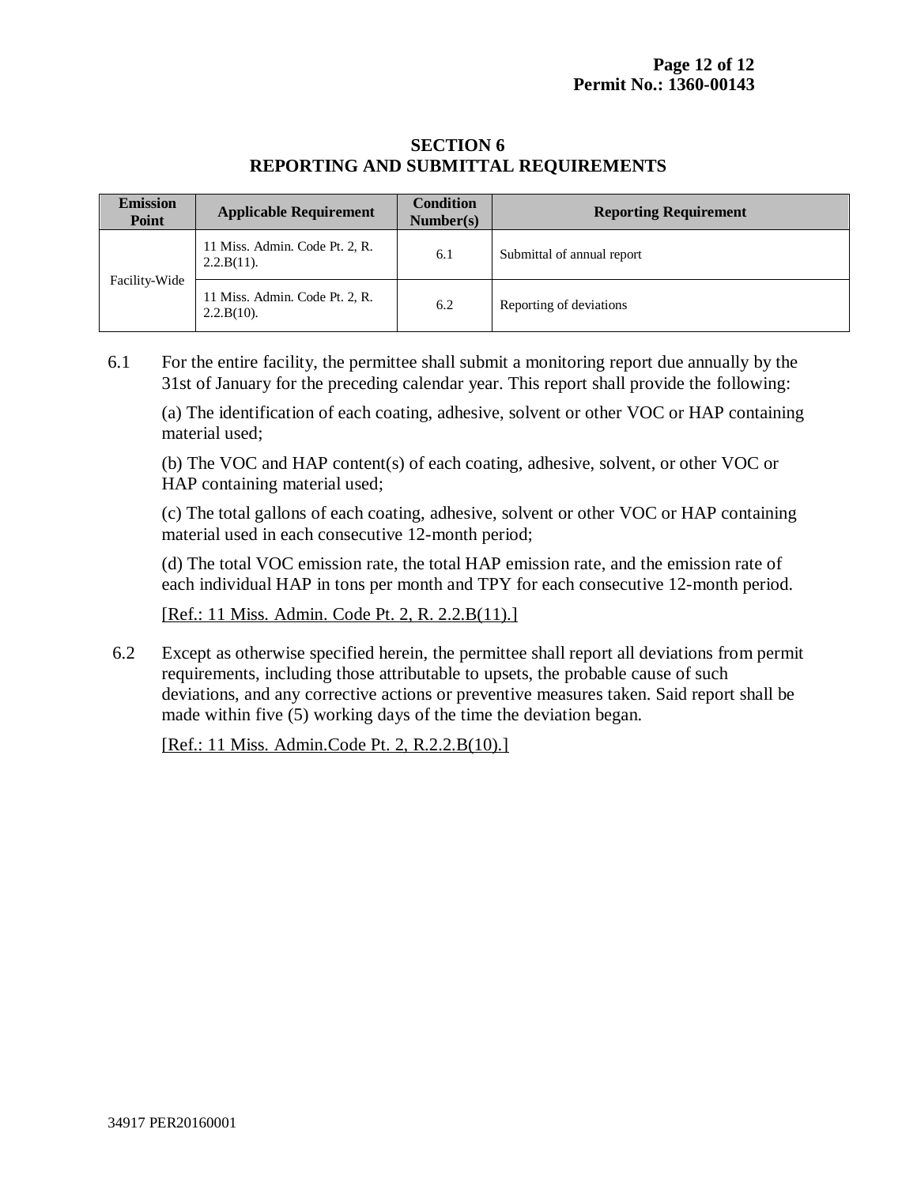## SECTION 6
## REPORTING AND SUBMITTAL REQUIREMENTS

| Emission Point | Applicable Requirement | Condition Number(s) | Reporting Requirement |
|---|---|---|---|
| Facility-Wide | 11 Miss. Admin. Code Pt. 2, R. 2.2.B(11). | 6.1 | Submittal of annual report |
| | 11 Miss. Admin. Code Pt. 2, R. 2.2.B(10). | 6.2 | Reporting of deviations |

6.1 For the entire facility, the permittee shall submit a monitoring report due annually by the 31st of January for the preceding calendar year. This report shall provide the following:

(a) The identification of each coating, adhesive, solvent or other VOC or HAP containing material used;

(b) The VOC and HAP content(s) of each coating, adhesive, solvent, or other VOC or HAP containing material used;

(c) The total gallons of each coating, adhesive, solvent or other VOC or HAP containing material used in each consecutive 12-month period;

(d) The total VOC emission rate, the total HAP emission rate, and the emission rate of each individual HAP in tons per month and TPY for each consecutive 12-month period.

[Ref.: 11 Miss. Admin. Code Pt. 2, R. 2.2.B(11).]

6.2 Except as otherwise specified herein, the permittee shall report all deviations from permit requirements, including those attributable to upsets, the probable cause of such deviations, and any corrective actions or preventive measures taken. Said report shall be made within five (5) working days of the time the deviation began.

[Ref.: 11 Miss. Admin.Code Pt. 2, R.2.2.B(10).]

34917 PER20160001